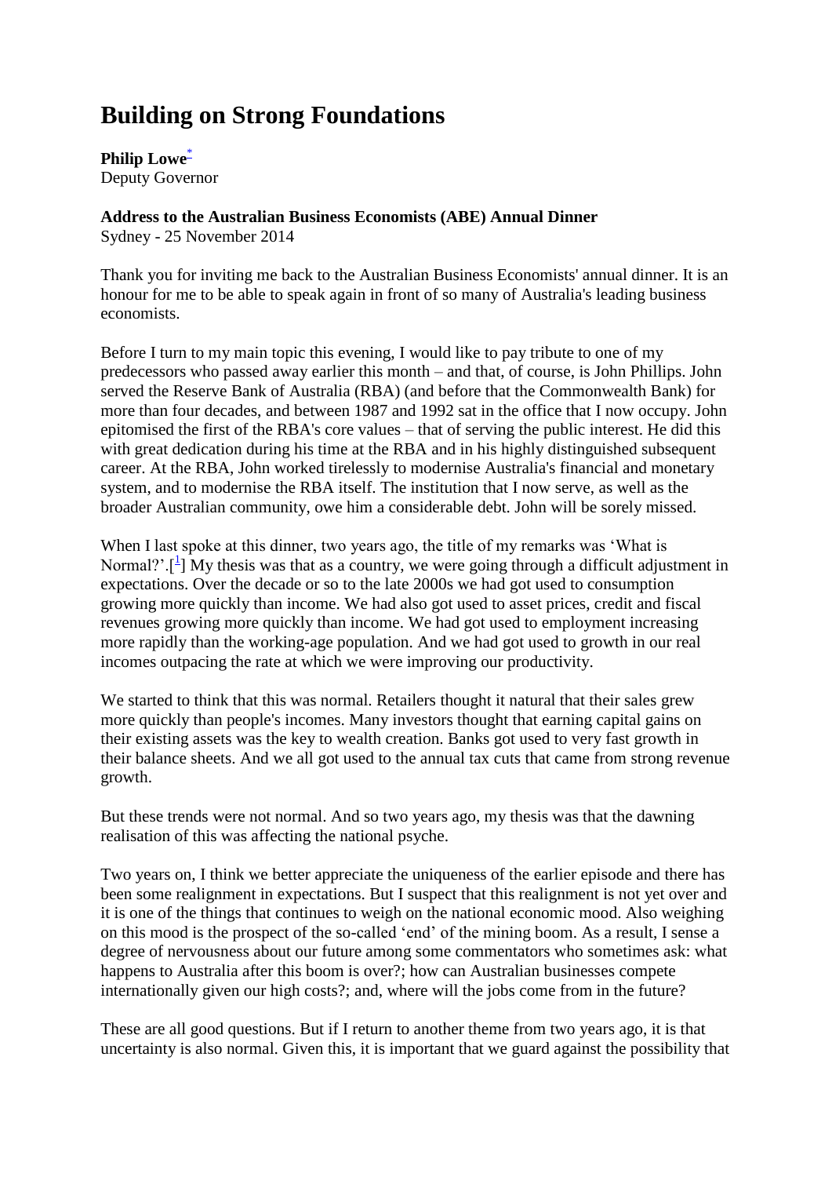# Building on Strong Foundations

**Philip Lowe**[*]
Deputy Governor

**Address to the Australian Business Economists (ABE) Annual Dinner**
Sydney - 25 November 2014

Thank you for inviting me back to the Australian Business Economists' annual dinner. It is an honour for me to be able to speak again in front of so many of Australia's leading business economists.

Before I turn to my main topic this evening, I would like to pay tribute to one of my predecessors who passed away earlier this month – and that, of course, is John Phillips. John served the Reserve Bank of Australia (RBA) (and before that the Commonwealth Bank) for more than four decades, and between 1987 and 1992 sat in the office that I now occupy. John epitomised the first of the RBA's core values – that of serving the public interest. He did this with great dedication during his time at the RBA and in his highly distinguished subsequent career. At the RBA, John worked tirelessly to modernise Australia's financial and monetary system, and to modernise the RBA itself. The institution that I now serve, as well as the broader Australian community, owe him a considerable debt. John will be sorely missed.

When I last spoke at this dinner, two years ago, the title of my remarks was 'What is Normal?'.[1] My thesis was that as a country, we were going through a difficult adjustment in expectations. Over the decade or so to the late 2000s we had got used to consumption growing more quickly than income. We had also got used to asset prices, credit and fiscal revenues growing more quickly than income. We had got used to employment increasing more rapidly than the working-age population. And we had got used to growth in our real incomes outpacing the rate at which we were improving our productivity.

We started to think that this was normal. Retailers thought it natural that their sales grew more quickly than people's incomes. Many investors thought that earning capital gains on their existing assets was the key to wealth creation. Banks got used to very fast growth in their balance sheets. And we all got used to the annual tax cuts that came from strong revenue growth.

But these trends were not normal. And so two years ago, my thesis was that the dawning realisation of this was affecting the national psyche.

Two years on, I think we better appreciate the uniqueness of the earlier episode and there has been some realignment in expectations. But I suspect that this realignment is not yet over and it is one of the things that continues to weigh on the national economic mood. Also weighing on this mood is the prospect of the so-called 'end' of the mining boom. As a result, I sense a degree of nervousness about our future among some commentators who sometimes ask: what happens to Australia after this boom is over?; how can Australian businesses compete internationally given our high costs?; and, where will the jobs come from in the future?

These are all good questions. But if I return to another theme from two years ago, it is that uncertainty is also normal. Given this, it is important that we guard against the possibility that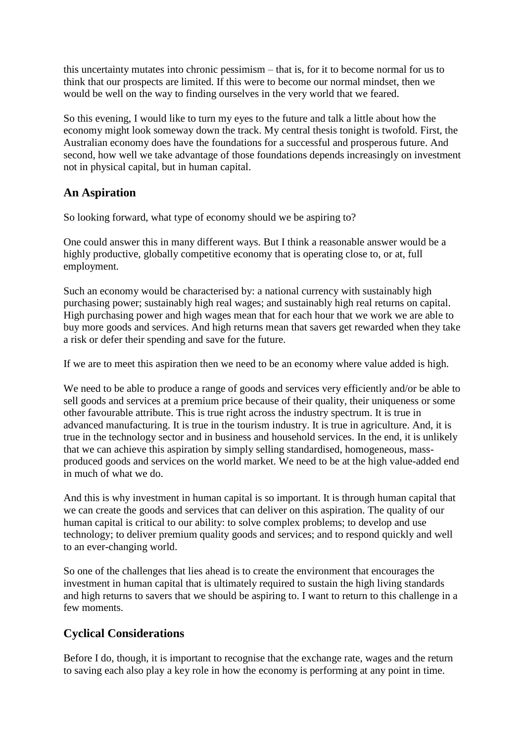this uncertainty mutates into chronic pessimism – that is, for it to become normal for us to think that our prospects are limited. If this were to become our normal mindset, then we would be well on the way to finding ourselves in the very world that we feared.

So this evening, I would like to turn my eyes to the future and talk a little about how the economy might look someway down the track. My central thesis tonight is twofold. First, the Australian economy does have the foundations for a successful and prosperous future. And second, how well we take advantage of those foundations depends increasingly on investment not in physical capital, but in human capital.

## An Aspiration

So looking forward, what type of economy should we be aspiring to?

One could answer this in many different ways. But I think a reasonable answer would be a highly productive, globally competitive economy that is operating close to, or at, full employment.

Such an economy would be characterised by: a national currency with sustainably high purchasing power; sustainably high real wages; and sustainably high real returns on capital. High purchasing power and high wages mean that for each hour that we work we are able to buy more goods and services. And high returns mean that savers get rewarded when they take a risk or defer their spending and save for the future.

If we are to meet this aspiration then we need to be an economy where value added is high.

We need to be able to produce a range of goods and services very efficiently and/or be able to sell goods and services at a premium price because of their quality, their uniqueness or some other favourable attribute. This is true right across the industry spectrum. It is true in advanced manufacturing. It is true in the tourism industry. It is true in agriculture. And, it is true in the technology sector and in business and household services. In the end, it is unlikely that we can achieve this aspiration by simply selling standardised, homogeneous, mass-produced goods and services on the world market. We need to be at the high value-added end in much of what we do.

And this is why investment in human capital is so important. It is through human capital that we can create the goods and services that can deliver on this aspiration. The quality of our human capital is critical to our ability: to solve complex problems; to develop and use technology; to deliver premium quality goods and services; and to respond quickly and well to an ever-changing world.

So one of the challenges that lies ahead is to create the environment that encourages the investment in human capital that is ultimately required to sustain the high living standards and high returns to savers that we should be aspiring to. I want to return to this challenge in a few moments.

## Cyclical Considerations

Before I do, though, it is important to recognise that the exchange rate, wages and the return to saving each also play a key role in how the economy is performing at any point in time.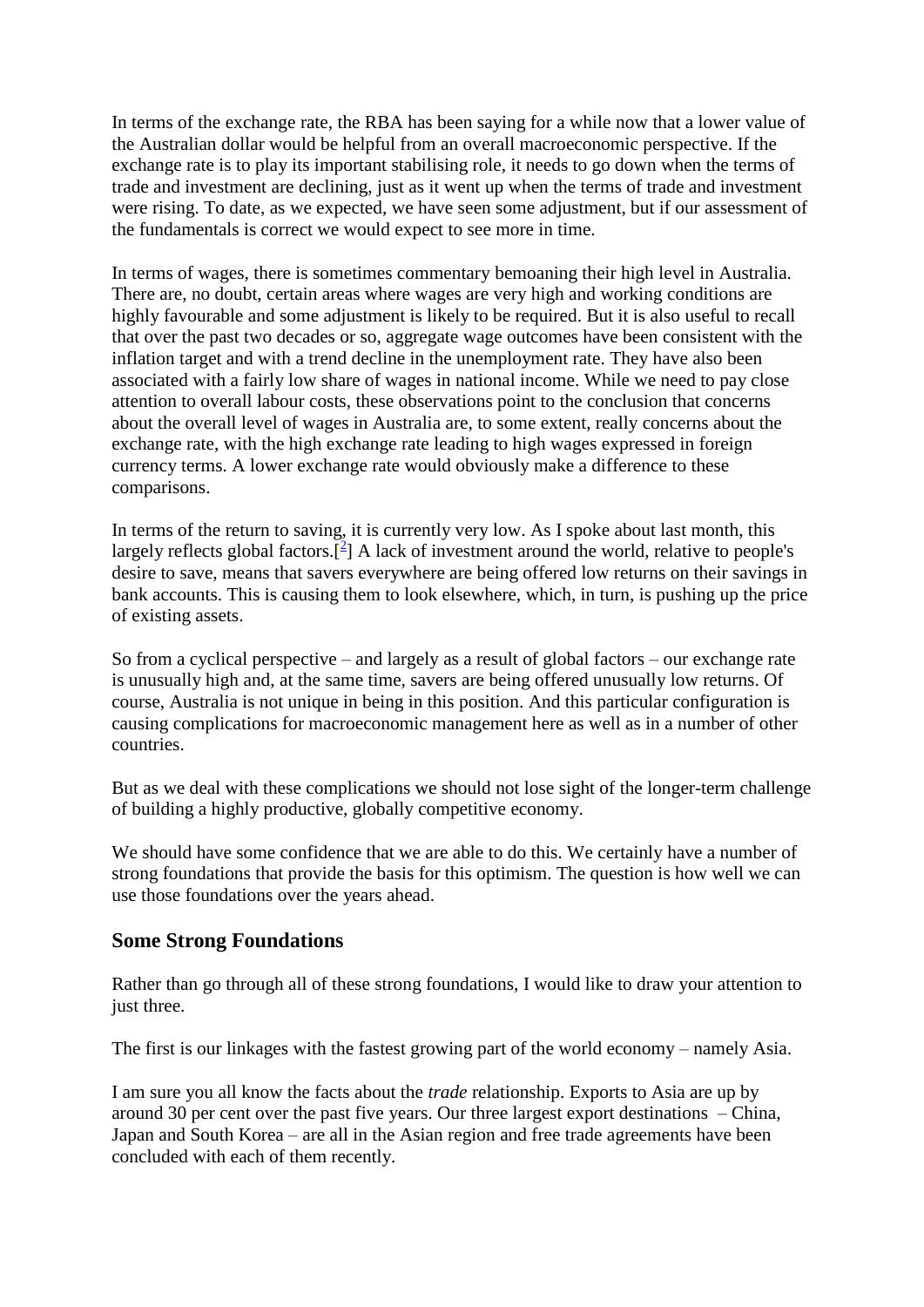In terms of the exchange rate, the RBA has been saying for a while now that a lower value of the Australian dollar would be helpful from an overall macroeconomic perspective. If the exchange rate is to play its important stabilising role, it needs to go down when the terms of trade and investment are declining, just as it went up when the terms of trade and investment were rising. To date, as we expected, we have seen some adjustment, but if our assessment of the fundamentals is correct we would expect to see more in time.

In terms of wages, there is sometimes commentary bemoaning their high level in Australia. There are, no doubt, certain areas where wages are very high and working conditions are highly favourable and some adjustment is likely to be required. But it is also useful to recall that over the past two decades or so, aggregate wage outcomes have been consistent with the inflation target and with a trend decline in the unemployment rate. They have also been associated with a fairly low share of wages in national income. While we need to pay close attention to overall labour costs, these observations point to the conclusion that concerns about the overall level of wages in Australia are, to some extent, really concerns about the exchange rate, with the high exchange rate leading to high wages expressed in foreign currency terms. A lower exchange rate would obviously make a difference to these comparisons.

In terms of the return to saving, it is currently very low. As I spoke about last month, this largely reflects global factors.[2] A lack of investment around the world, relative to people's desire to save, means that savers everywhere are being offered low returns on their savings in bank accounts. This is causing them to look elsewhere, which, in turn, is pushing up the price of existing assets.

So from a cyclical perspective – and largely as a result of global factors – our exchange rate is unusually high and, at the same time, savers are being offered unusually low returns. Of course, Australia is not unique in being in this position. And this particular configuration is causing complications for macroeconomic management here as well as in a number of other countries.

But as we deal with these complications we should not lose sight of the longer-term challenge of building a highly productive, globally competitive economy.

We should have some confidence that we are able to do this. We certainly have a number of strong foundations that provide the basis for this optimism. The question is how well we can use those foundations over the years ahead.

## Some Strong Foundations

Rather than go through all of these strong foundations, I would like to draw your attention to just three.

The first is our linkages with the fastest growing part of the world economy – namely Asia.

I am sure you all know the facts about the *trade* relationship. Exports to Asia are up by around 30 per cent over the past five years. Our three largest export destinations – China, Japan and South Korea – are all in the Asian region and free trade agreements have been concluded with each of them recently.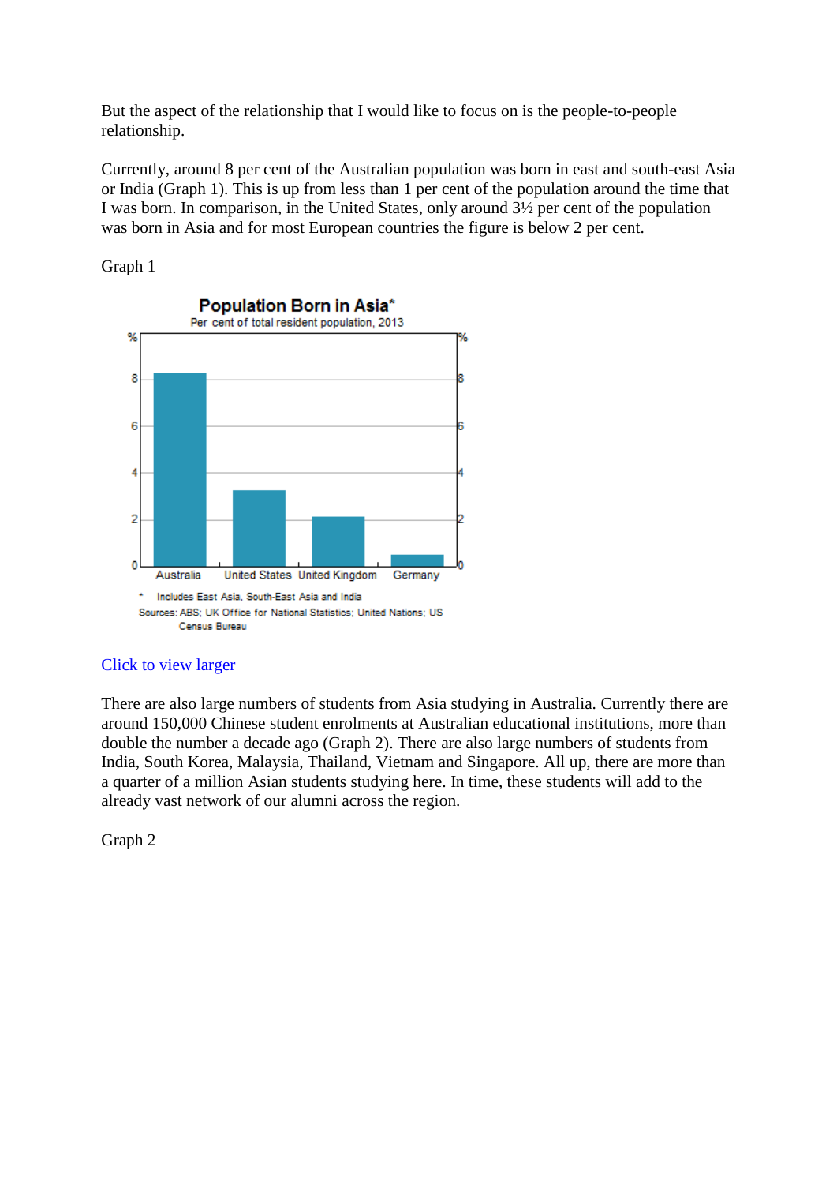But the aspect of the relationship that I would like to focus on is the people-to-people relationship.

Currently, around 8 per cent of the Australian population was born in east and south-east Asia or India (Graph 1). This is up from less than 1 per cent of the population around the time that I was born. In comparison, in the United States, only around 3½ per cent of the population was born in Asia and for most European countries the figure is below 2 per cent.

Graph 1

**Population Born in Asia***

Per cent of total resident population, 2013

\* Includes East Asia, South-East Asia and India

Sources: ABS; UK Office for National Statistics; United Nations; US Census Bureau

[Click to view larger]

There are also large numbers of students from Asia studying in Australia. Currently there are around 150,000 Chinese student enrolments at Australian educational institutions, more than double the number a decade ago (Graph 2). There are also large numbers of students from India, South Korea, Malaysia, Thailand, Vietnam and Singapore. All up, there are more than a quarter of a million Asian students studying here. In time, these students will add to the already vast network of our alumni across the region.

Graph 2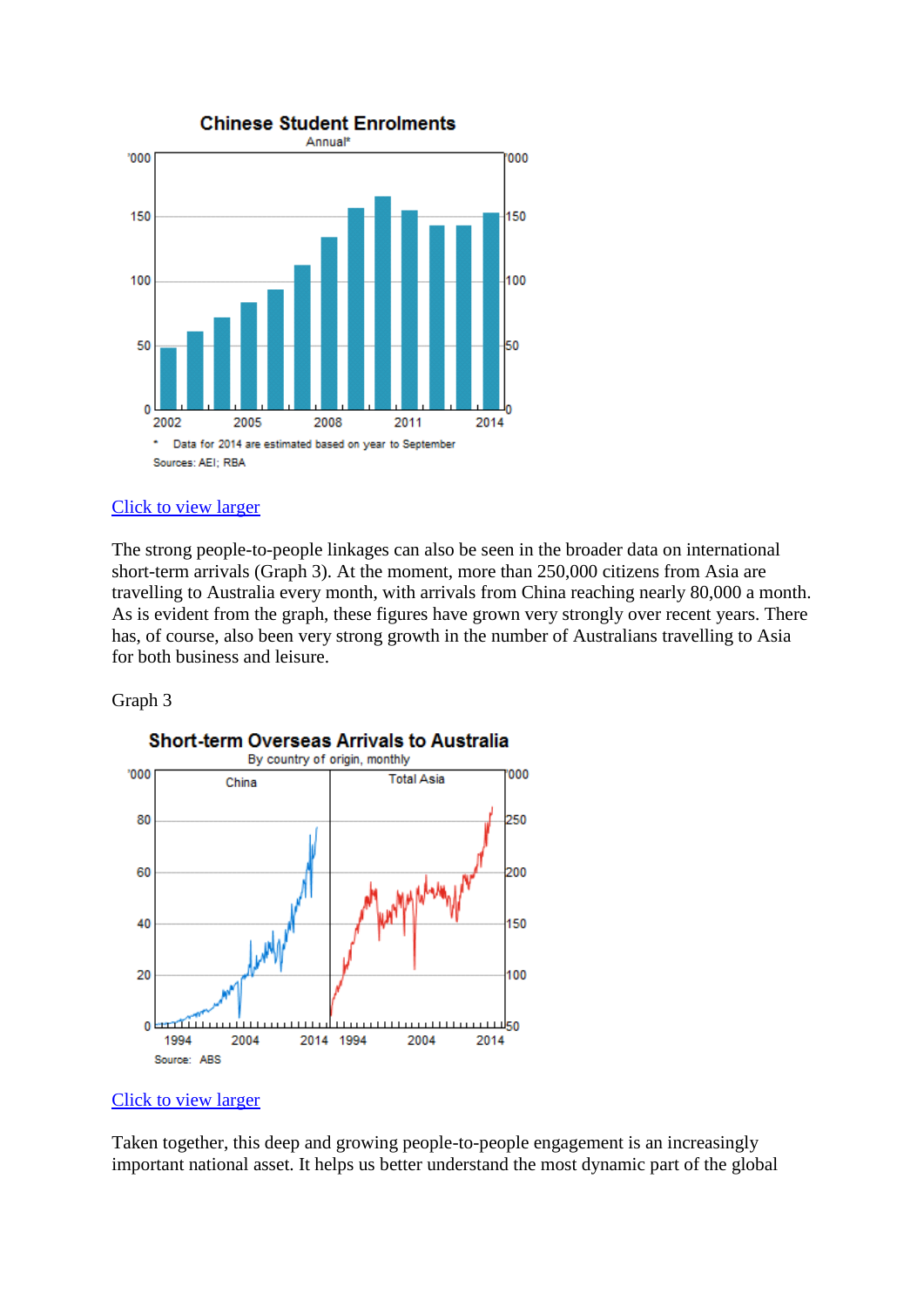Click to view larger

The strong people-to-people linkages can also be seen in the broader data on international short-term arrivals (Graph 3). At the moment, more than 250,000 citizens from Asia are travelling to Australia every month, with arrivals from China reaching nearly 80,000 a month. As is evident from the graph, these figures have grown very strongly over recent years. There has, of course, also been very strong growth in the number of Australians travelling to Asia for both business and leisure.

Graph 3

Click to view larger

Taken together, this deep and growing people-to-people engagement is an increasingly important national asset. It helps us better understand the most dynamic part of the global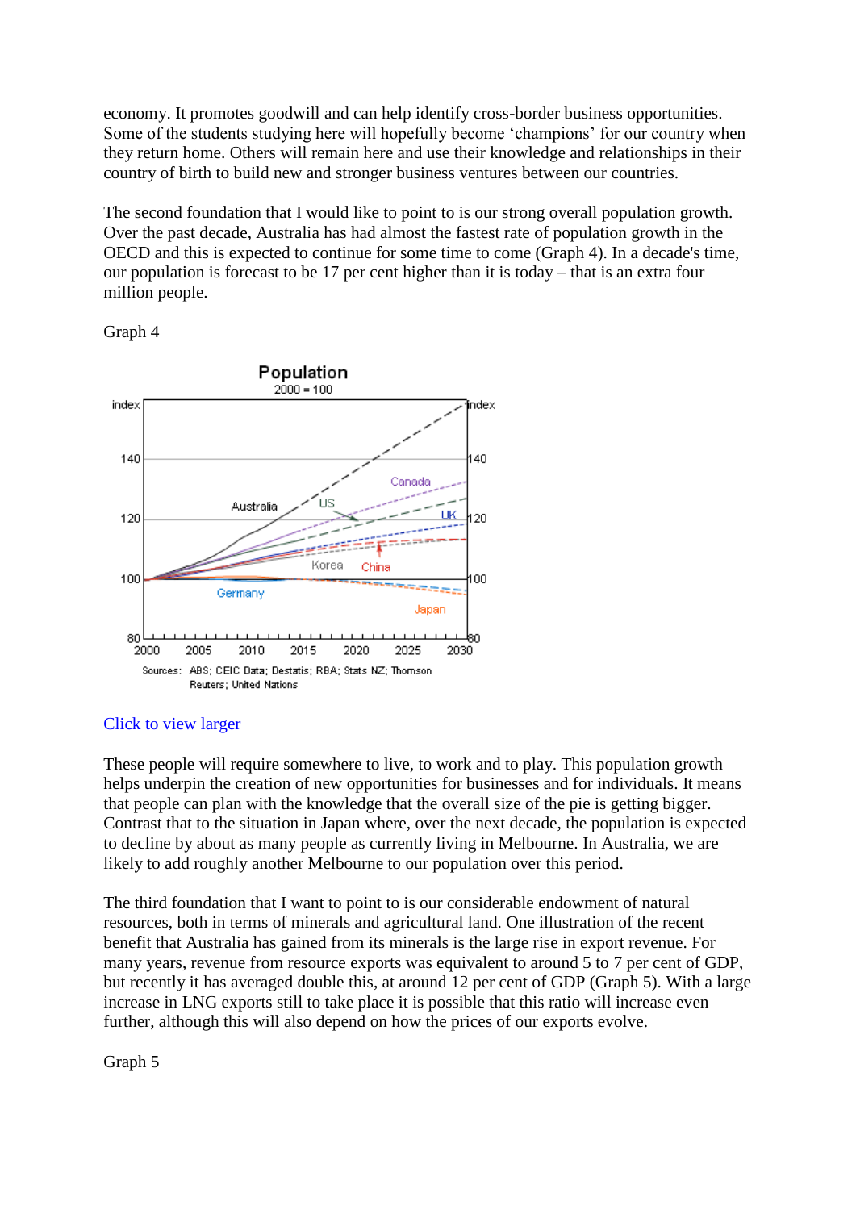economy. It promotes goodwill and can help identify cross-border business opportunities. Some of the students studying here will hopefully become ‘champions’ for our country when they return home. Others will remain here and use their knowledge and relationships in their country of birth to build new and stronger business ventures between our countries.

The second foundation that I would like to point to is our strong overall population growth. Over the past decade, Australia has had almost the fastest rate of population growth in the OECD and this is expected to continue for some time to come (Graph 4). In a decade's time, our population is forecast to be 17 per cent higher than it is today – that is an extra four million people.

Graph 4

**Population**
2000 = 100

Sources: ABS; CEIC Data; Destatis; RBA; Stats NZ; Thomson Reuters; United Nations

[Click to view larger]

These people will require somewhere to live, to work and to play. This population growth helps underpin the creation of new opportunities for businesses and for individuals. It means that people can plan with the knowledge that the overall size of the pie is getting bigger. Contrast that to the situation in Japan where, over the next decade, the population is expected to decline by about as many people as currently living in Melbourne. In Australia, we are likely to add roughly another Melbourne to our population over this period.

The third foundation that I want to point to is our considerable endowment of natural resources, both in terms of minerals and agricultural land. One illustration of the recent benefit that Australia has gained from its minerals is the large rise in export revenue. For many years, revenue from resource exports was equivalent to around 5 to 7 per cent of GDP, but recently it has averaged double this, at around 12 per cent of GDP (Graph 5). With a large increase in LNG exports still to take place it is possible that this ratio will increase even further, although this will also depend on how the prices of our exports evolve.

Graph 5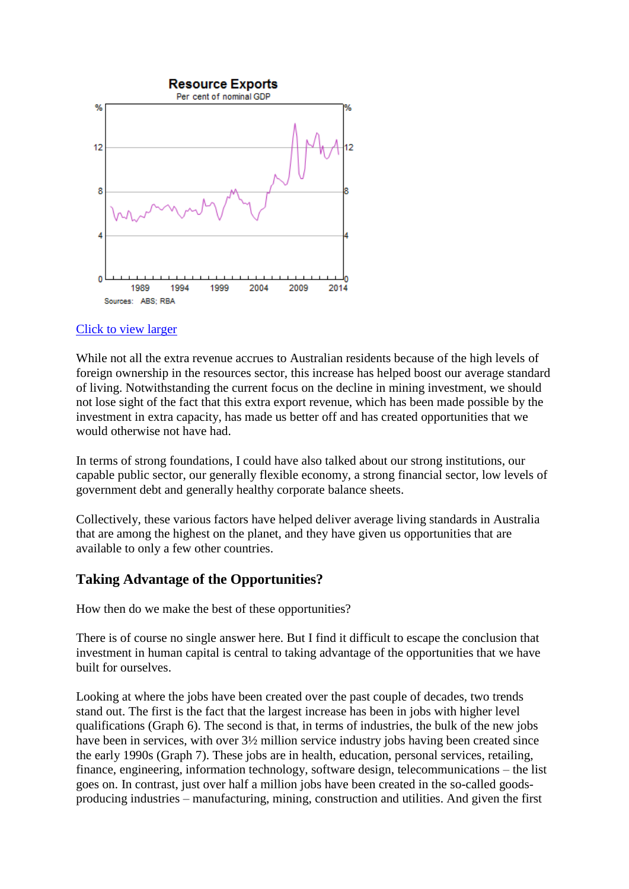**Resource Exports**

Per cent of nominal GDP

Sources: ABS; RBA

[Click to view larger](#)

While not all the extra revenue accrues to Australian residents because of the high levels of foreign ownership in the resources sector, this increase has helped boost our average standard of living. Notwithstanding the current focus on the decline in mining investment, we should not lose sight of the fact that this extra export revenue, which has been made possible by the investment in extra capacity, has made us better off and has created opportunities that we would otherwise not have had.

In terms of strong foundations, I could have also talked about our strong institutions, our capable public sector, our generally flexible economy, a strong financial sector, low levels of government debt and generally healthy corporate balance sheets.

Collectively, these various factors have helped deliver average living standards in Australia that are among the highest on the planet, and they have given us opportunities that are available to only a few other countries.

### Taking Advantage of the Opportunities?

How then do we make the best of these opportunities?

There is of course no single answer here. But I find it difficult to escape the conclusion that investment in human capital is central to taking advantage of the opportunities that we have built for ourselves.

Looking at where the jobs have been created over the past couple of decades, two trends stand out. The first is the fact that the largest increase has been in jobs with higher level qualifications (Graph 6). The second is that, in terms of industries, the bulk of the new jobs have been in services, with over 3½ million service industry jobs having been created since the early 1990s (Graph 7). These jobs are in health, education, personal services, retailing, finance, engineering, information technology, software design, telecommunications – the list goes on. In contrast, just over half a million jobs have been created in the so-called goods-producing industries – manufacturing, mining, construction and utilities. And given the first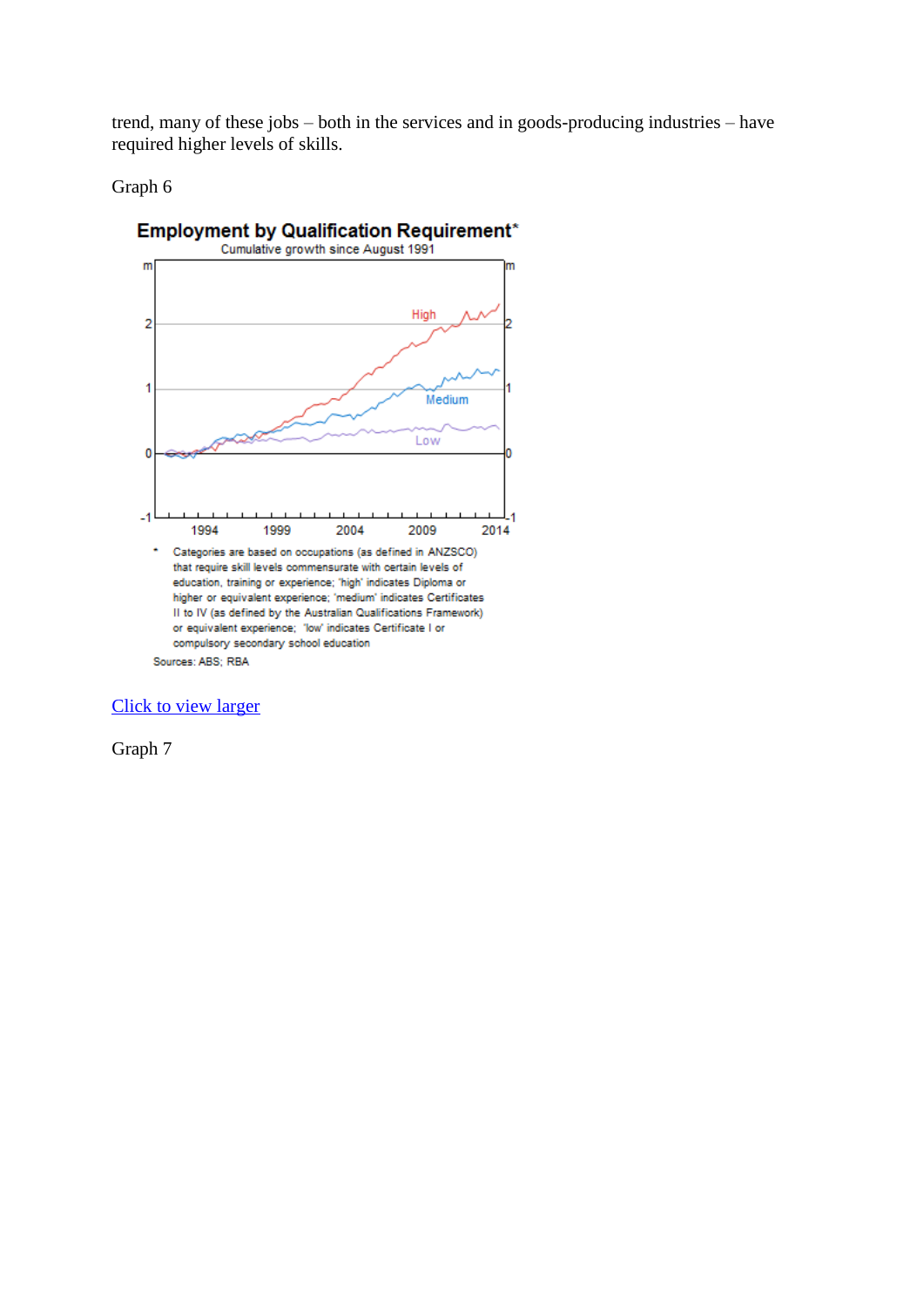trend, many of these jobs – both in the services and in goods-producing industries – have required higher levels of skills.

Graph 6

**Employment by Qualification Requirement***

Cumulative growth since August 1991

* Categories are based on occupations (as defined in ANZSCO) that require skill levels commensurate with certain levels of education, training or experience; 'high' indicates Diploma or higher or equivalent experience; 'medium' indicates Certificates II to IV (as defined by the Australian Qualifications Framework) or equivalent experience; 'low' indicates Certificate I or compulsory secondary school education

Sources: ABS; RBA

[Click to view larger]

Graph 7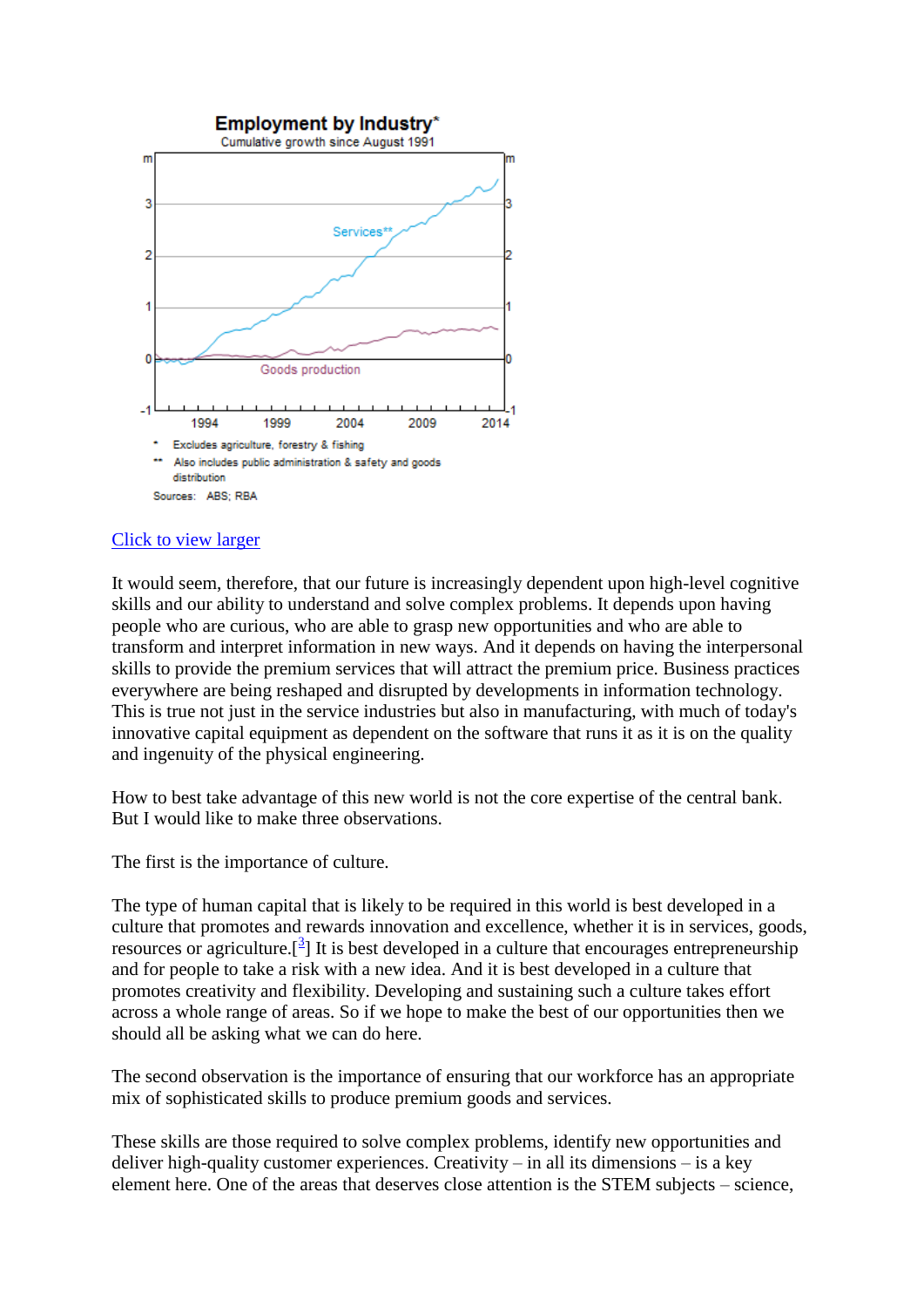**Employment by Industry***

Cumulative growth since August 1991

\* Excludes agriculture, forestry & fishing

\*\* Also includes public administration & safety and goods distribution

Sources: ABS; RBA

[Click to view larger]

It would seem, therefore, that our future is increasingly dependent upon high-level cognitive skills and our ability to understand and solve complex problems. It depends upon having people who are curious, who are able to grasp new opportunities and who are able to transform and interpret information in new ways. And it depends on having the interpersonal skills to provide the premium services that will attract the premium price. Business practices everywhere are being reshaped and disrupted by developments in information technology. This is true not just in the service industries but also in manufacturing, with much of today's innovative capital equipment as dependent on the software that runs it as it is on the quality and ingenuity of the physical engineering.

How to best take advantage of this new world is not the core expertise of the central bank. But I would like to make three observations.

The first is the importance of culture.

The type of human capital that is likely to be required in this world is best developed in a culture that promotes and rewards innovation and excellence, whether it is in services, goods, resources or agriculture.[3] It is best developed in a culture that encourages entrepreneurship and for people to take a risk with a new idea. And it is best developed in a culture that promotes creativity and flexibility. Developing and sustaining such a culture takes effort across a whole range of areas. So if we hope to make the best of our opportunities then we should all be asking what we can do here.

The second observation is the importance of ensuring that our workforce has an appropriate mix of sophisticated skills to produce premium goods and services.

These skills are those required to solve complex problems, identify new opportunities and deliver high-quality customer experiences. Creativity – in all its dimensions – is a key element here. One of the areas that deserves close attention is the STEM subjects – science,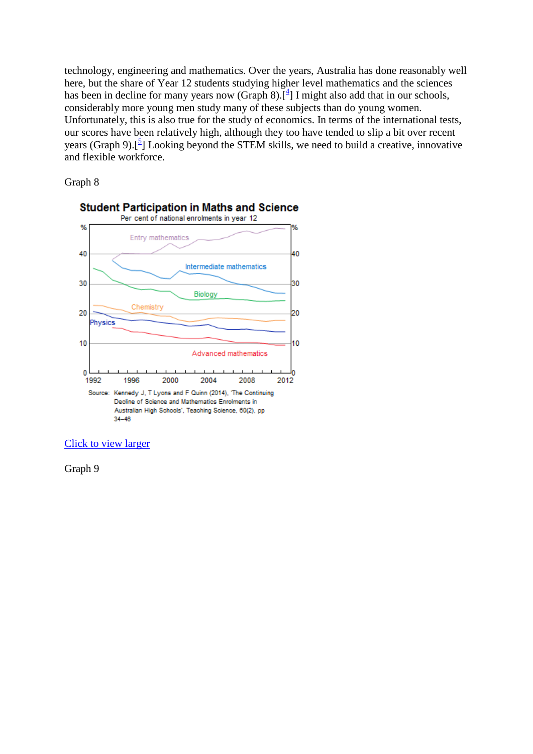technology, engineering and mathematics. Over the years, Australia has done reasonably well here, but the share of Year 12 students studying higher level mathematics and the sciences has been in decline for many years now (Graph 8).[4] I might also add that in our schools, considerably more young men study many of these subjects than do young women. Unfortunately, this is also true for the study of economics. In terms of the international tests, our scores have been relatively high, although they too have tended to slip a bit over recent years (Graph 9).[5] Looking beyond the STEM skills, we need to build a creative, innovative and flexible workforce.

Graph 8

**Student Participation in Maths and Science**

Per cent of national enrolments in year 12

Source: Kennedy J, T Lyons and F Quinn (2014), 'The Continuing Decline of Science and Mathematics Enrolments in Australian High Schools', Teaching Science, 60(2), pp 34–46

[Click to view larger]

Graph 9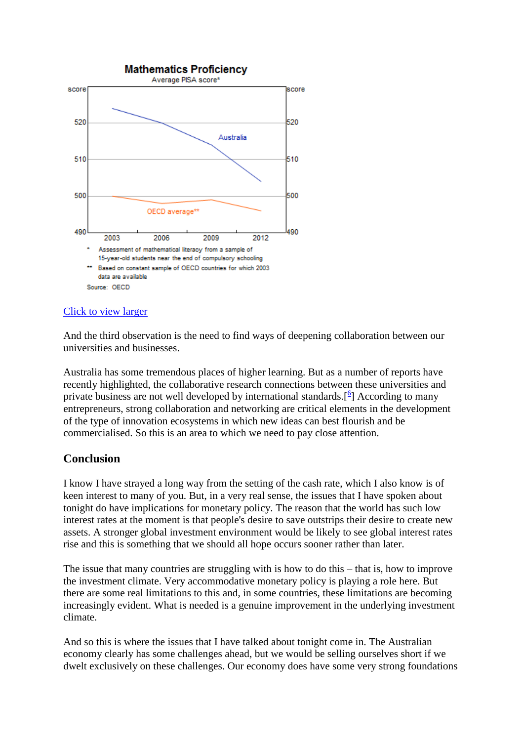Mathematics Proficiency

Average PISA score*

\* Assessment of mathematical literacy from a sample of 15-year-old students near the end of compulsory schooling

\*\* Based on constant sample of OECD countries for which 2003 data are available

Source: OECD

Click to view larger

And the third observation is the need to find ways of deepening collaboration between our universities and businesses.

Australia has some tremendous places of higher learning. But as a number of reports have recently highlighted, the collaborative research connections between these universities and private business are not well developed by international standards.[6] According to many entrepreneurs, strong collaboration and networking are critical elements in the development of the type of innovation ecosystems in which new ideas can best flourish and be commercialised. So this is an area to which we need to pay close attention.

## Conclusion

I know I have strayed a long way from the setting of the cash rate, which I also know is of keen interest to many of you. But, in a very real sense, the issues that I have spoken about tonight do have implications for monetary policy. The reason that the world has such low interest rates at the moment is that people's desire to save outstrips their desire to create new assets. A stronger global investment environment would be likely to see global interest rates rise and this is something that we should all hope occurs sooner rather than later.

The issue that many countries are struggling with is how to do this – that is, how to improve the investment climate. Very accommodative monetary policy is playing a role here. But there are some real limitations to this and, in some countries, these limitations are becoming increasingly evident. What is needed is a genuine improvement in the underlying investment climate.

And so this is where the issues that I have talked about tonight come in. The Australian economy clearly has some challenges ahead, but we would be selling ourselves short if we dwelt exclusively on these challenges. Our economy does have some very strong foundations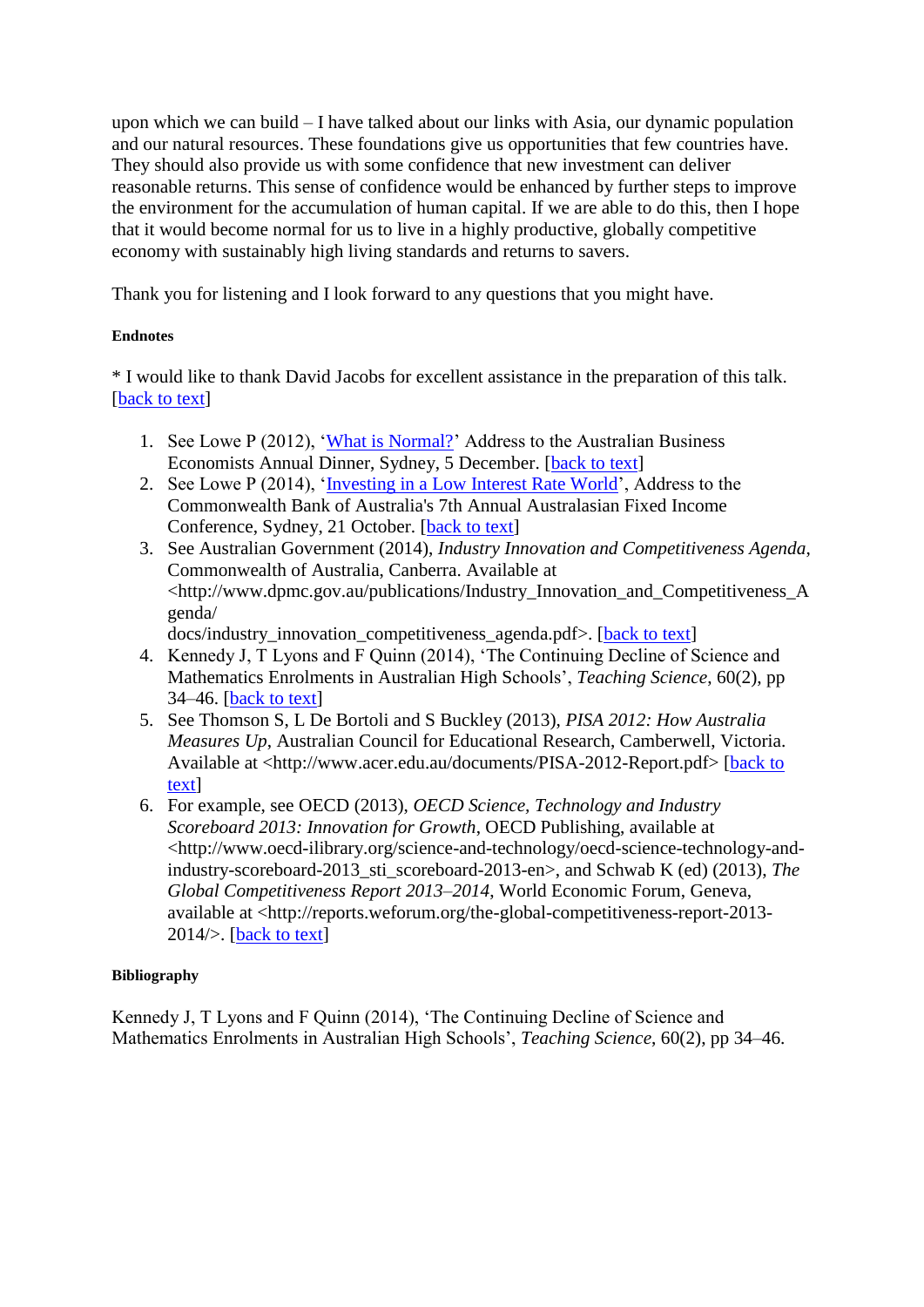upon which we can build – I have talked about our links with Asia, our dynamic population and our natural resources. These foundations give us opportunities that few countries have. They should also provide us with some confidence that new investment can deliver reasonable returns. This sense of confidence would be enhanced by further steps to improve the environment for the accumulation of human capital. If we are able to do this, then I hope that it would become normal for us to live in a highly productive, globally competitive economy with sustainably high living standards and returns to savers.

Thank you for listening and I look forward to any questions that you might have.

#### Endnotes

* I would like to thank David Jacobs for excellent assistance in the preparation of this talk. [back to text]

1. See Lowe P (2012), 'What is Normal?' Address to the Australian Business Economists Annual Dinner, Sydney, 5 December. [back to text]
2. See Lowe P (2014), 'Investing in a Low Interest Rate World', Address to the Commonwealth Bank of Australia's 7th Annual Australasian Fixed Income Conference, Sydney, 21 October. [back to text]
3. See Australian Government (2014), *Industry Innovation and Competitiveness Agenda*, Commonwealth of Australia, Canberra. Available at <http://www.dpmc.gov.au/publications/Industry_Innovation_and_Competitiveness_Agenda/docs/industry_innovation_competitiveness_agenda.pdf>. [back to text]
4. Kennedy J, T Lyons and F Quinn (2014), 'The Continuing Decline of Science and Mathematics Enrolments in Australian High Schools', *Teaching Science*, 60(2), pp 34–46. [back to text]
5. See Thomson S, L De Bortoli and S Buckley (2013), *PISA 2012: How Australia Measures Up*, Australian Council for Educational Research, Camberwell, Victoria. Available at <http://www.acer.edu.au/documents/PISA-2012-Report.pdf> [back to text]
6. For example, see OECD (2013), *OECD Science, Technology and Industry Scoreboard 2013: Innovation for Growth*, OECD Publishing, available at <http://www.oecd-ilibrary.org/science-and-technology/oecd-science-technology-and-industry-scoreboard-2013_sti_scoreboard-2013-en>, and Schwab K (ed) (2013), *The Global Competitiveness Report 2013–2014*, World Economic Forum, Geneva, available at <http://reports.weforum.org/the-global-competitiveness-report-2013-2014/>. [back to text]

#### Bibliography

Kennedy J, T Lyons and F Quinn (2014), 'The Continuing Decline of Science and Mathematics Enrolments in Australian High Schools', *Teaching Science*, 60(2), pp 34–46.